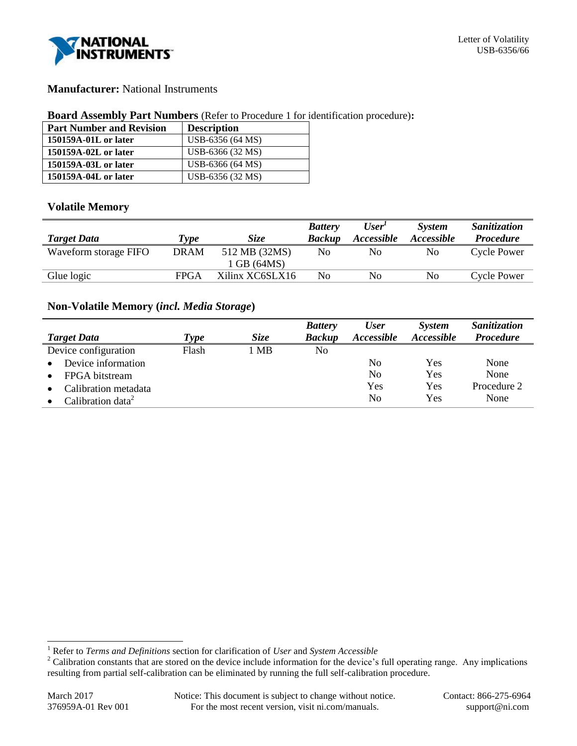**Manufacturer:** National Instruments

**Board Assembly Part Numbers** (Refer to Procedure 1 for identification procedure)**:**

| Part Number and Revision | Description |
|---|---|
| **150159A-01L or later** | USB-6356 (64 MS) |
| **150159A-02L or later** | USB-6366 (32 MS) |
| **150159A-03L or later** | USB-6366 (64 MS) |
| **150159A-04L or later** | USB-6356 (32 MS) |

## Volatile Memory

| *Target Data* | *Type* | *Size* | *Battery Backup* | *User[1] Accessible* | *System Accessible* | *Sanitization Procedure* |
|---|---|---|---|---|---|---|
| Waveform storage FIFO | DRAM | 512 MB (32MS) 1 GB (64MS) | No | No | No | Cycle Power |
| Glue logic | FPGA | Xilinx XC6SLX16 | No | No | No | Cycle Power |

## Non-Volatile Memory (*incl. Media Storage*)

| *Target Data* | *Type* | *Size* | *Battery Backup* | *User Accessible* | *System Accessible* | *Sanitization Procedure* |
|---|---|---|---|---|---|---|
| Device configuration | Flash | 1 MB | No | | | |
| • Device information | | | | No | Yes | None |
| • FPGA bitstream | | | | No | Yes | None |
| • Calibration metadata | | | | Yes | Yes | Procedure 2 |
| • Calibration data[2] | | | | No | Yes | None |

[1] Refer to *Terms and Definitions* section for clarification of *User* and *System Accessible*

[2] Calibration constants that are stored on the device include information for the device's full operating range. Any implications resulting from partial self-calibration can be eliminated by running the full self-calibration procedure.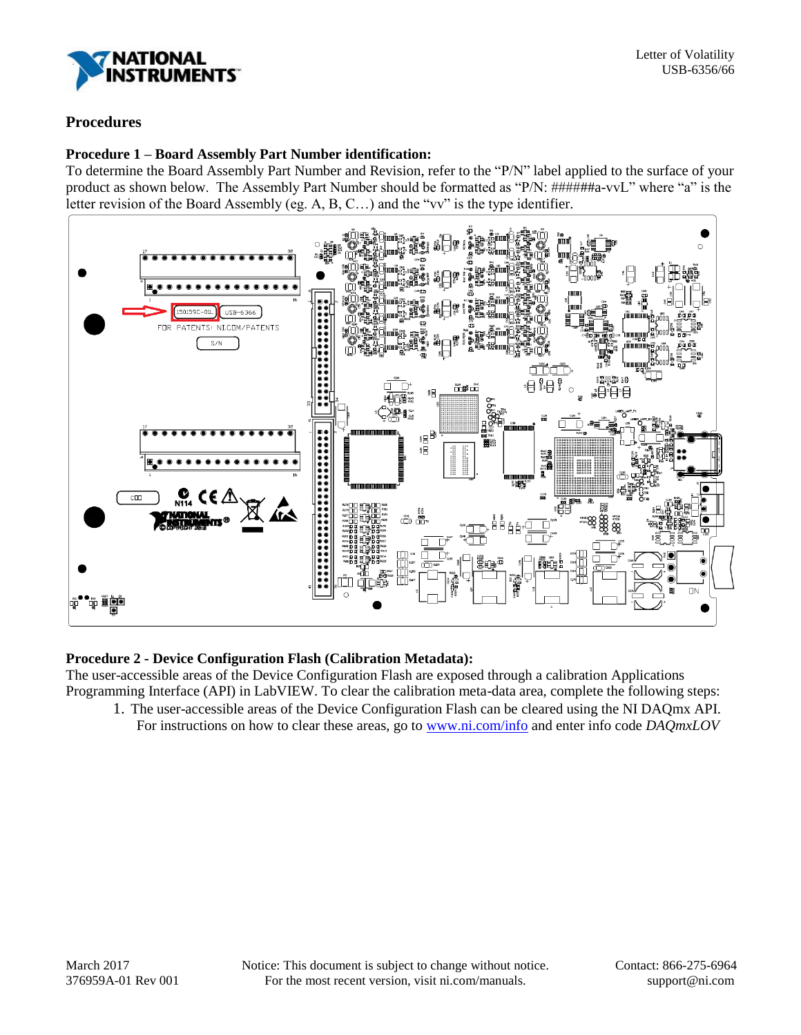## Procedures

### Procedure 1 – Board Assembly Part Number identification:

To determine the Board Assembly Part Number and Revision, refer to the "P/N" label applied to the surface of your product as shown below. The Assembly Part Number should be formatted as "P/N: ######a-vvL" where "a" is the letter revision of the Board Assembly (eg. A, B, C…) and the "vv" is the type identifier.

### Procedure 2 - Device Configuration Flash (Calibration Metadata):

The user-accessible areas of the Device Configuration Flash are exposed through a calibration Applications Programming Interface (API) in LabVIEW. To clear the calibration meta-data area, complete the following steps:

1. The user-accessible areas of the Device Configuration Flash can be cleared using the NI DAQmx API. For instructions on how to clear these areas, go to www.ni.com/info and enter info code *DAQmxLOV*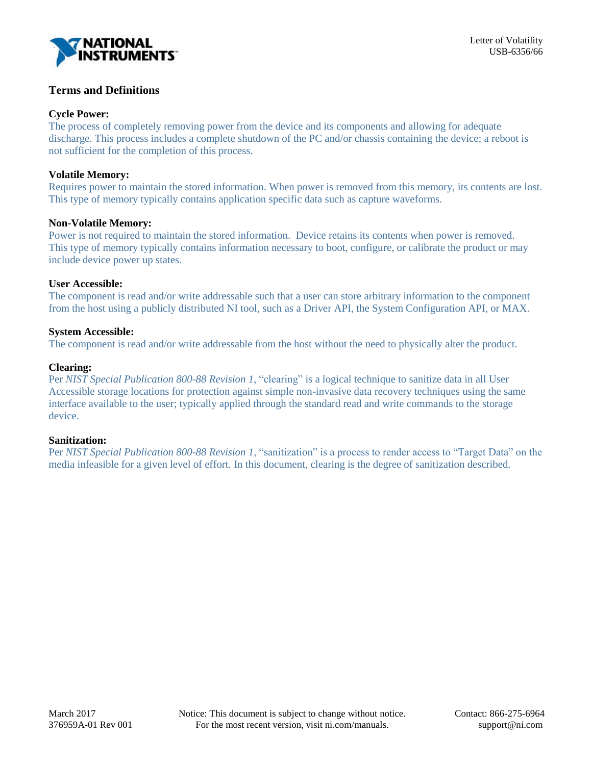## Terms and Definitions

**Cycle Power:**

The process of completely removing power from the device and its components and allowing for adequate discharge. This process includes a complete shutdown of the PC and/or chassis containing the device; a reboot is not sufficient for the completion of this process.

**Volatile Memory:**

Requires power to maintain the stored information. When power is removed from this memory, its contents are lost. This type of memory typically contains application specific data such as capture waveforms.

**Non-Volatile Memory:**

Power is not required to maintain the stored information. Device retains its contents when power is removed. This type of memory typically contains information necessary to boot, configure, or calibrate the product or may include device power up states.

**User Accessible:**

The component is read and/or write addressable such that a user can store arbitrary information to the component from the host using a publicly distributed NI tool, such as a Driver API, the System Configuration API, or MAX.

**System Accessible:**

The component is read and/or write addressable from the host without the need to physically alter the product.

**Clearing:**

Per *NIST Special Publication 800-88 Revision 1*, "clearing" is a logical technique to sanitize data in all User Accessible storage locations for protection against simple non-invasive data recovery techniques using the same interface available to the user; typically applied through the standard read and write commands to the storage device.

**Sanitization:**

Per *NIST Special Publication 800-88 Revision 1*, "sanitization" is a process to render access to "Target Data" on the media infeasible for a given level of effort. In this document, clearing is the degree of sanitization described.